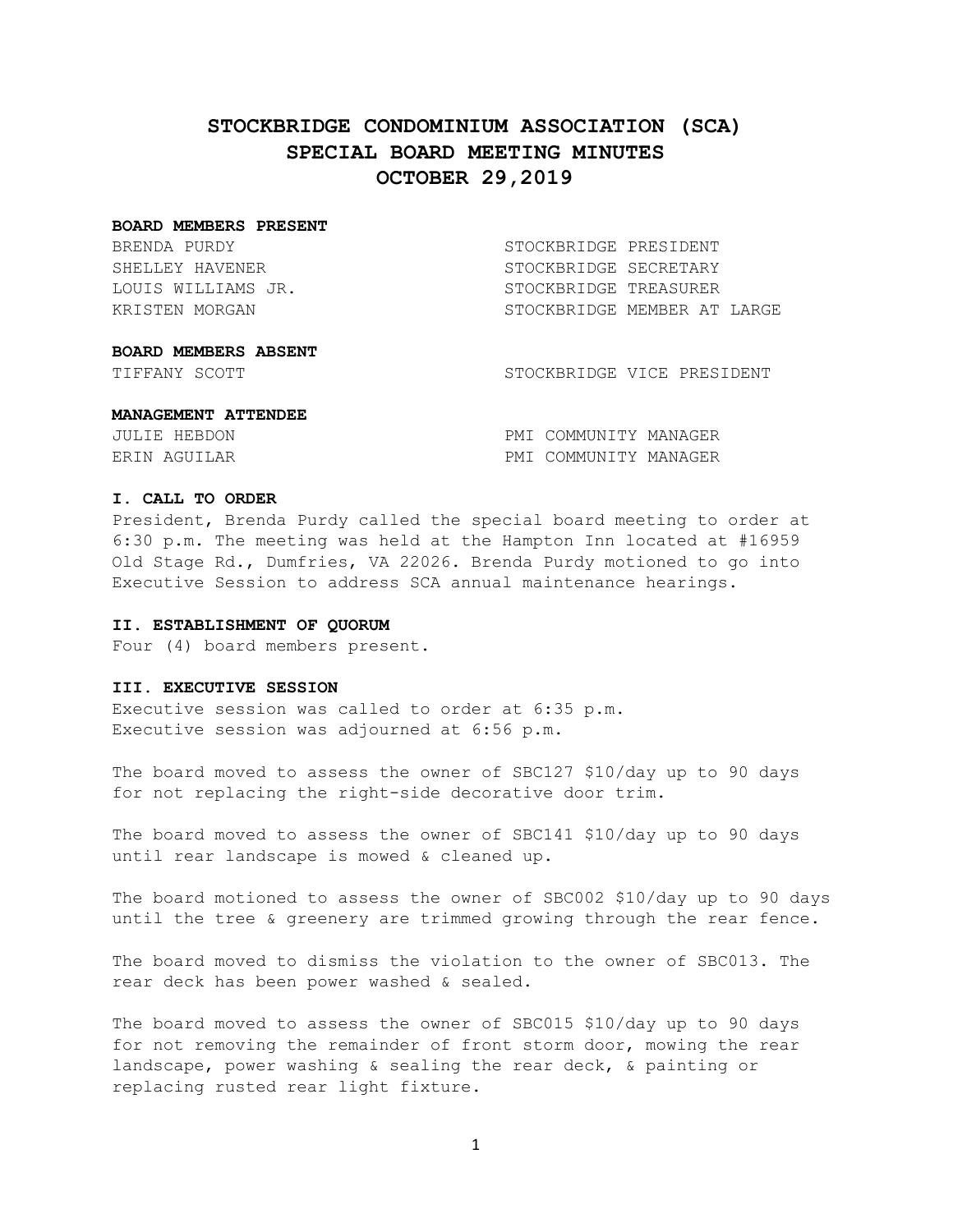# STOCKBRIDGE CONDOMINIUM ASSOCIATION (SCA)
# SPECIAL BOARD MEETING MINUTES
# OCTOBER 29,2019

**BOARD MEMBERS PRESENT**

| | |
|---|---|
| BRENDA PURDY | STOCKBRIDGE PRESIDENT |
| SHELLEY HAVENER | STOCKBRIDGE SECRETARY |
| LOUIS WILLIAMS JR. | STOCKBRIDGE TREASURER |
| KRISTEN MORGAN | STOCKBRIDGE MEMBER AT LARGE |

**BOARD MEMBERS ABSENT**

| | |
|---|---|
| TIFFANY SCOTT | STOCKBRIDGE VICE PRESIDENT |

**MANAGEMENT ATTENDEE**

| | |
|---|---|
| JULIE HEBDON | PMI COMMUNITY MANAGER |
| ERIN AGUILAR | PMI COMMUNITY MANAGER |

**I. CALL TO ORDER**

President, Brenda Purdy called the special board meeting to order at 6:30 p.m. The meeting was held at the Hampton Inn located at #16959 Old Stage Rd., Dumfries, VA 22026. Brenda Purdy motioned to go into Executive Session to address SCA annual maintenance hearings.

**II. ESTABLISHMENT OF QUORUM**

Four (4) board members present.

**III. EXECUTIVE SESSION**

Executive session was called to order at 6:35 p.m.
Executive session was adjourned at 6:56 p.m.

The board moved to assess the owner of SBC127 $10/day up to 90 days for not replacing the right-side decorative door trim.

The board moved to assess the owner of SBC141 $10/day up to 90 days until rear landscape is mowed & cleaned up.

The board motioned to assess the owner of SBC002 $10/day up to 90 days until the tree & greenery are trimmed growing through the rear fence.

The board moved to dismiss the violation to the owner of SBC013. The rear deck has been power washed & sealed.

The board moved to assess the owner of SBC015 $10/day up to 90 days for not removing the remainder of front storm door, mowing the rear landscape, power washing & sealing the rear deck, & painting or replacing rusted rear light fixture.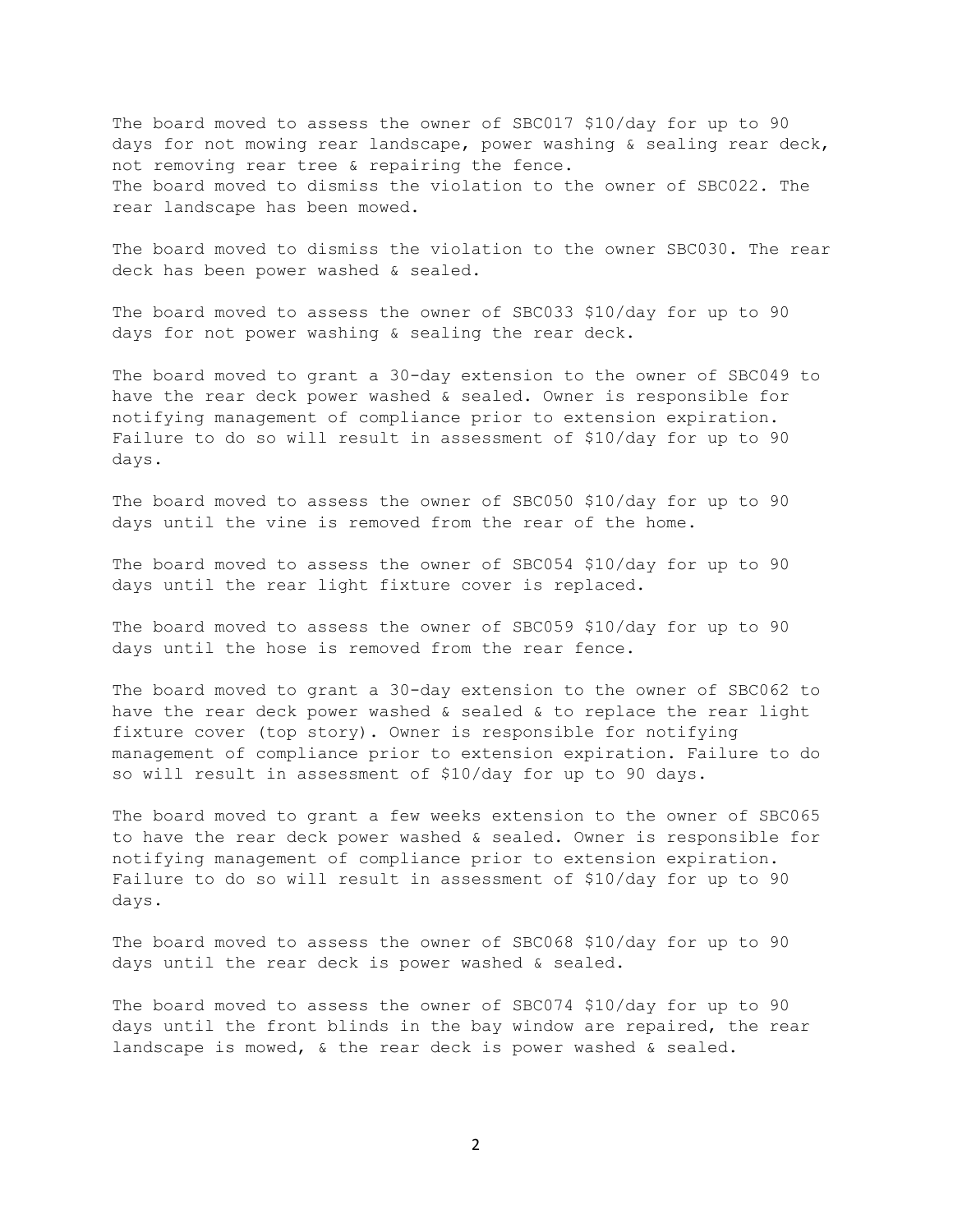The board moved to assess the owner of SBC017 $10/day for up to 90 days for not mowing rear landscape, power washing & sealing rear deck, not removing rear tree & repairing the fence.
The board moved to dismiss the violation to the owner of SBC022. The rear landscape has been mowed.

The board moved to dismiss the violation to the owner SBC030. The rear deck has been power washed & sealed.

The board moved to assess the owner of SBC033 $10/day for up to 90 days for not power washing & sealing the rear deck.

The board moved to grant a 30-day extension to the owner of SBC049 to have the rear deck power washed & sealed. Owner is responsible for notifying management of compliance prior to extension expiration. Failure to do so will result in assessment of $10/day for up to 90 days.

The board moved to assess the owner of SBC050 $10/day for up to 90 days until the vine is removed from the rear of the home.

The board moved to assess the owner of SBC054 $10/day for up to 90 days until the rear light fixture cover is replaced.

The board moved to assess the owner of SBC059 $10/day for up to 90 days until the hose is removed from the rear fence.

The board moved to grant a 30-day extension to the owner of SBC062 to have the rear deck power washed & sealed & to replace the rear light fixture cover (top story). Owner is responsible for notifying management of compliance prior to extension expiration. Failure to do so will result in assessment of $10/day for up to 90 days.

The board moved to grant a few weeks extension to the owner of SBC065 to have the rear deck power washed & sealed. Owner is responsible for notifying management of compliance prior to extension expiration. Failure to do so will result in assessment of $10/day for up to 90 days.

The board moved to assess the owner of SBC068 $10/day for up to 90 days until the rear deck is power washed & sealed.

The board moved to assess the owner of SBC074 $10/day for up to 90 days until the front blinds in the bay window are repaired, the rear landscape is mowed, & the rear deck is power washed & sealed.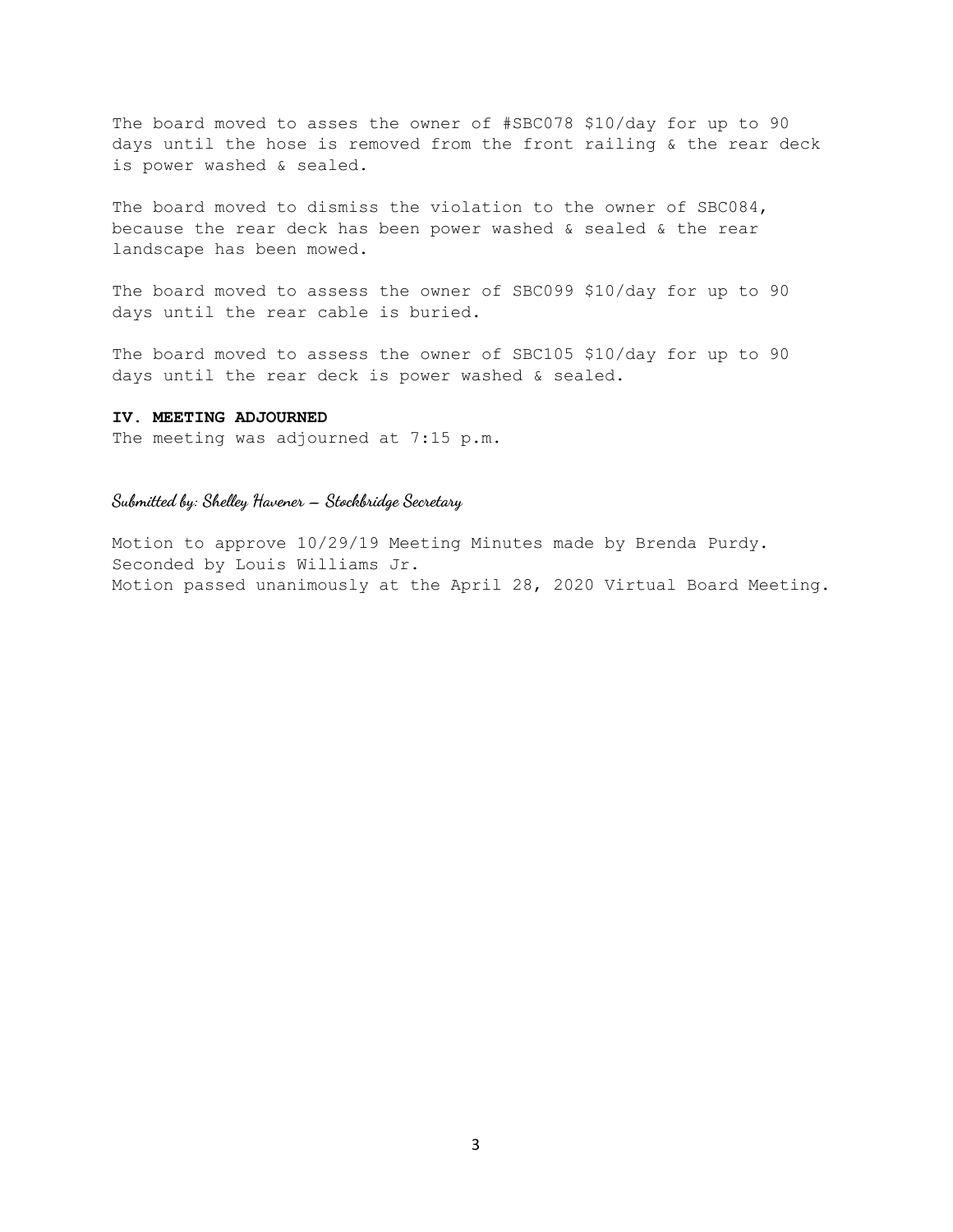The board moved to asses the owner of #SBC078 $10/day for up to 90 days until the hose is removed from the front railing & the rear deck is power washed & sealed.

The board moved to dismiss the violation to the owner of SBC084, because the rear deck has been power washed & sealed & the rear landscape has been mowed.

The board moved to assess the owner of SBC099 $10/day for up to 90 days until the rear cable is buried.

The board moved to assess the owner of SBC105 $10/day for up to 90 days until the rear deck is power washed & sealed.

**IV. MEETING ADJOURNED**

The meeting was adjourned at 7:15 p.m.

*Submitted by: Shelley Havener – Stockbridge Secretary*

Motion to approve 10/29/19 Meeting Minutes made by Brenda Purdy.
Seconded by Louis Williams Jr.
Motion passed unanimously at the April 28, 2020 Virtual Board Meeting.